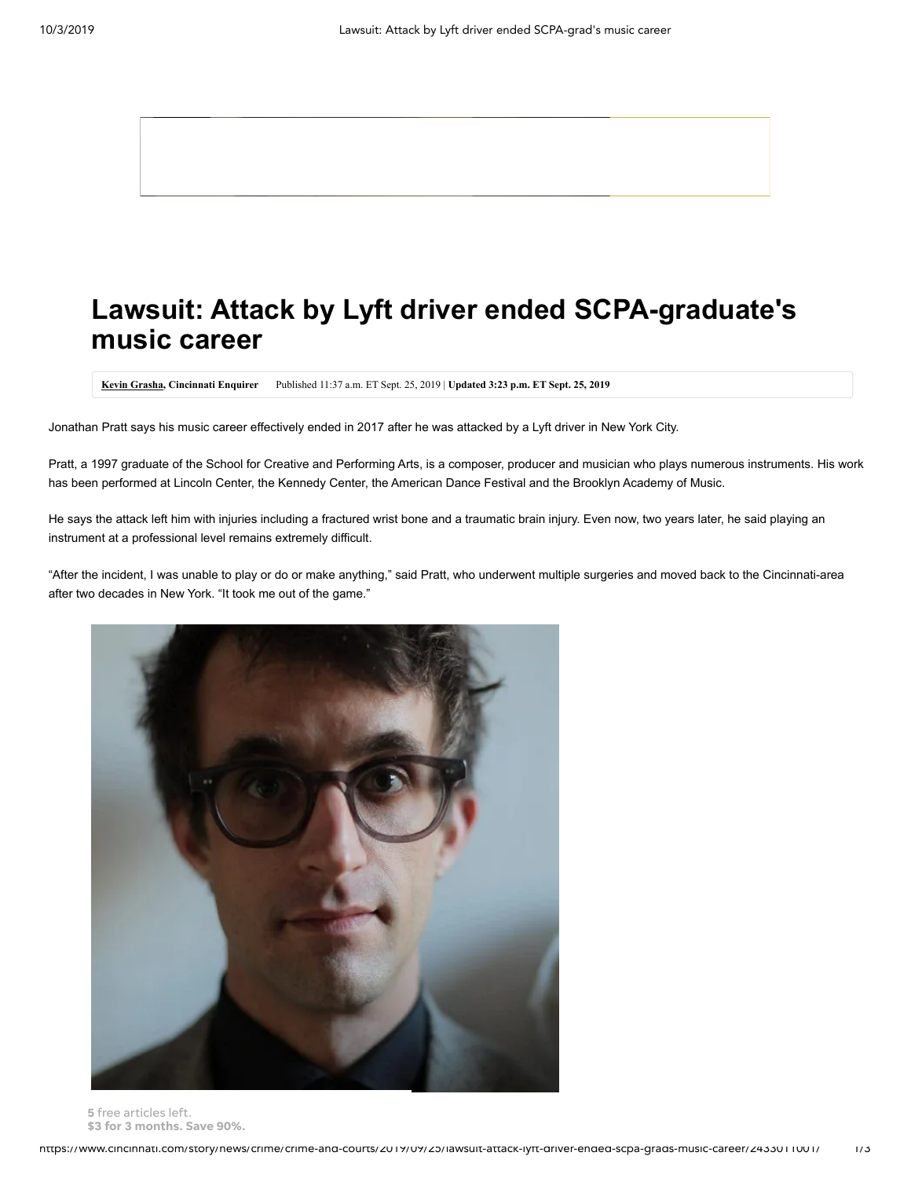# Lawsuit: Attack by Lyft driver ended SCPA-graduate's music career

**Kevin Grasha, Cincinnati Enquirer** Published 11:37 a.m. ET Sept. 25, 2019 | **Updated 3:23 p.m. ET Sept. 25, 2019**

Jonathan Pratt says his music career effectively ended in 2017 after he was attacked by a Lyft driver in New York City.

Pratt, a 1997 graduate of the School for Creative and Performing Arts, is a composer, producer and musician who plays numerous instruments. His work has been performed at Lincoln Center, the Kennedy Center, the American Dance Festival and the Brooklyn Academy of Music.

He says the attack left him with injuries including a fractured wrist bone and a traumatic brain injury. Even now, two years later, he said playing an instrument at a professional level remains extremely difficult.

"After the incident, I was unable to play or do or make anything," said Pratt, who underwent multiple surgeries and moved back to the Cincinnati-area after two decades in New York. "It took me out of the game."

**5** free articles left.
**$3 for 3 months. Save 90%.**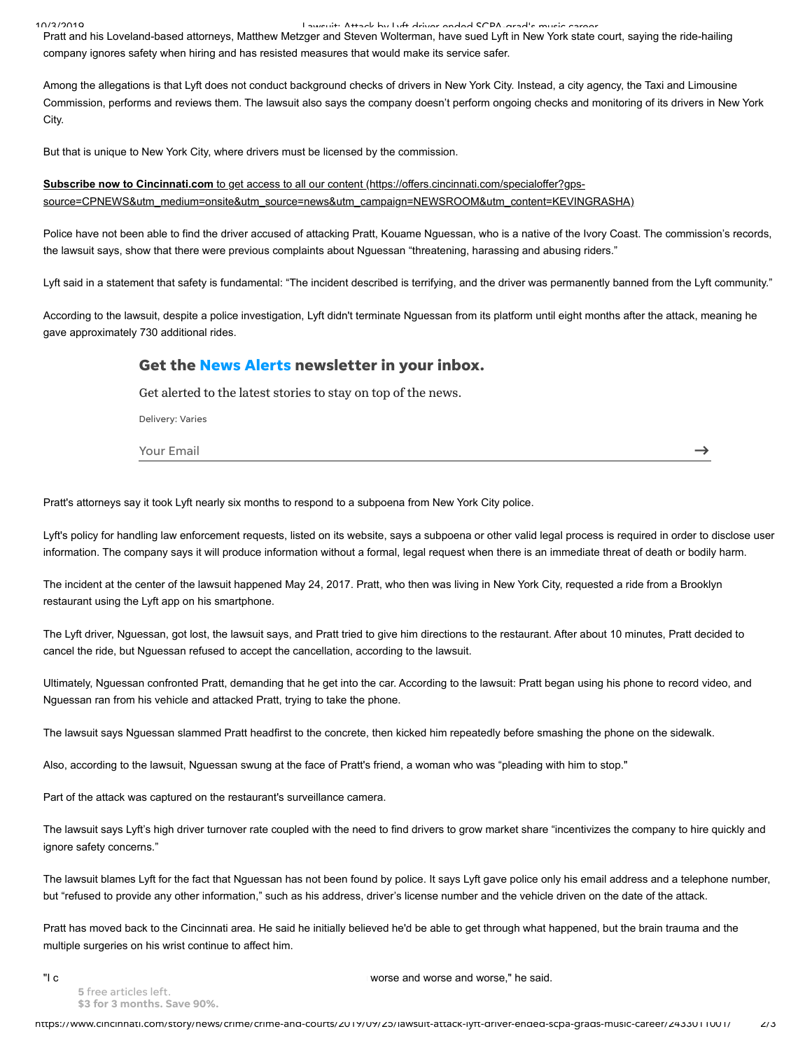Pratt and his Loveland-based attorneys, Matthew Metzger and Steven Wolterman, have sued Lyft in New York state court, saying the ride-hailing company ignores safety when hiring and has resisted measures that would make its service safer.

Among the allegations is that Lyft does not conduct background checks of drivers in New York City. Instead, a city agency, the Taxi and Limousine Commission, performs and reviews them. The lawsuit also says the company doesn't perform ongoing checks and monitoring of its drivers in New York City.

But that is unique to New York City, where drivers must be licensed by the commission.

**Subscribe now to Cincinnati.com** to get access to all our content (https://offers.cincinnati.com/specialoffer?gps-source=CPNEWS&utm_medium=onsite&utm_source=news&utm_campaign=NEWSROOM&utm_content=KEVINGRASHA)

Police have not been able to find the driver accused of attacking Pratt, Kouame Nguessan, who is a native of the Ivory Coast. The commission's records, the lawsuit says, show that there were previous complaints about Nguessan "threatening, harassing and abusing riders."

Lyft said in a statement that safety is fundamental: "The incident described is terrifying, and the driver was permanently banned from the Lyft community."

According to the lawsuit, despite a police investigation, Lyft didn't terminate Nguessan from its platform until eight months after the attack, meaning he gave approximately 730 additional rides.

**Get the News Alerts newsletter in your inbox.**

Get alerted to the latest stories to stay on top of the news.

Delivery: Varies

Your Email

Pratt's attorneys say it took Lyft nearly six months to respond to a subpoena from New York City police.

Lyft's policy for handling law enforcement requests, listed on its website, says a subpoena or other valid legal process is required in order to disclose user information. The company says it will produce information without a formal, legal request when there is an immediate threat of death or bodily harm.

The incident at the center of the lawsuit happened May 24, 2017. Pratt, who then was living in New York City, requested a ride from a Brooklyn restaurant using the Lyft app on his smartphone.

The Lyft driver, Nguessan, got lost, the lawsuit says, and Pratt tried to give him directions to the restaurant. After about 10 minutes, Pratt decided to cancel the ride, but Nguessan refused to accept the cancellation, according to the lawsuit.

Ultimately, Nguessan confronted Pratt, demanding that he get into the car. According to the lawsuit: Pratt began using his phone to record video, and Nguessan ran from his vehicle and attacked Pratt, trying to take the phone.

The lawsuit says Nguessan slammed Pratt headfirst to the concrete, then kicked him repeatedly before smashing the phone on the sidewalk.

Also, according to the lawsuit, Nguessan swung at the face of Pratt's friend, a woman who was "pleading with him to stop."

Part of the attack was captured on the restaurant's surveillance camera.

The lawsuit says Lyft's high driver turnover rate coupled with the need to find drivers to grow market share "incentivizes the company to hire quickly and ignore safety concerns."

The lawsuit blames Lyft for the fact that Nguessan has not been found by police. It says Lyft gave police only his email address and a telephone number, but "refused to provide any other information," such as his address, driver's license number and the vehicle driven on the date of the attack.

Pratt has moved back to the Cincinnati area. He said he initially believed he'd be able to get through what happened, but the brain trauma and the multiple surgeries on his wrist continue to affect him.

"I c worse and worse and worse," he said.

5 free articles left.
$3 for 3 months. Save 90%.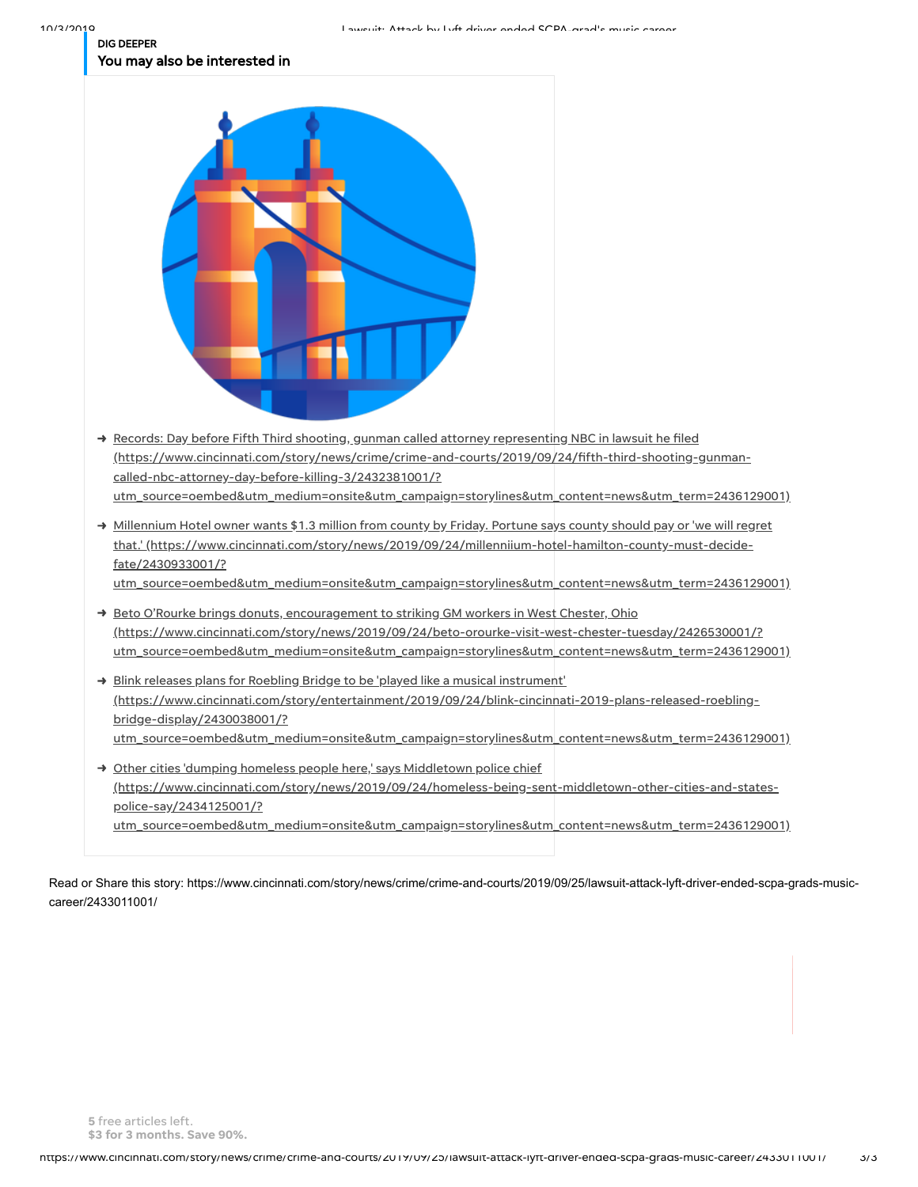DIG DEEPER

## You may also be interested in

- Records: Day before Fifth Third shooting, gunman called attorney representing NBC in lawsuit he filed (https://www.cincinnati.com/story/news/crime/crime-and-courts/2019/09/24/fifth-third-shooting-gunman-called-nbc-attorney-day-before-killing-3/2432381001/?utm_source=oembed&utm_medium=onsite&utm_campaign=storylines&utm_content=news&utm_term=2436129001)
- Millennium Hotel owner wants $1.3 million from county by Friday. Portune says county should pay or 'we will regret that.' (https://www.cincinnati.com/story/news/2019/09/24/millenniium-hotel-hamilton-county-must-decide-fate/2430933001/?utm_source=oembed&utm_medium=onsite&utm_campaign=storylines&utm_content=news&utm_term=2436129001)
- Beto O'Rourke brings donuts, encouragement to striking GM workers in West Chester, Ohio (https://www.cincinnati.com/story/news/2019/09/24/beto-orourke-visit-west-chester-tuesday/2426530001/?utm_source=oembed&utm_medium=onsite&utm_campaign=storylines&utm_content=news&utm_term=2436129001)
- Blink releases plans for Roebling Bridge to be 'played like a musical instrument' (https://www.cincinnati.com/story/entertainment/2019/09/24/blink-cincinnati-2019-plans-released-roebling-bridge-display/2430038001/?utm_source=oembed&utm_medium=onsite&utm_campaign=storylines&utm_content=news&utm_term=2436129001)
- Other cities 'dumping homeless people here,' says Middletown police chief (https://www.cincinnati.com/story/news/2019/09/24/homeless-being-sent-middletown-other-cities-and-states-police-say/2434125001/?utm_source=oembed&utm_medium=onsite&utm_campaign=storylines&utm_content=news&utm_term=2436129001)

Read or Share this story: https://www.cincinnati.com/story/news/crime/crime-and-courts/2019/09/25/lawsuit-attack-lyft-driver-ended-scpa-grads-music-career/2433011001/

**5** free articles left.
**$3 for 3 months. Save 90%.**